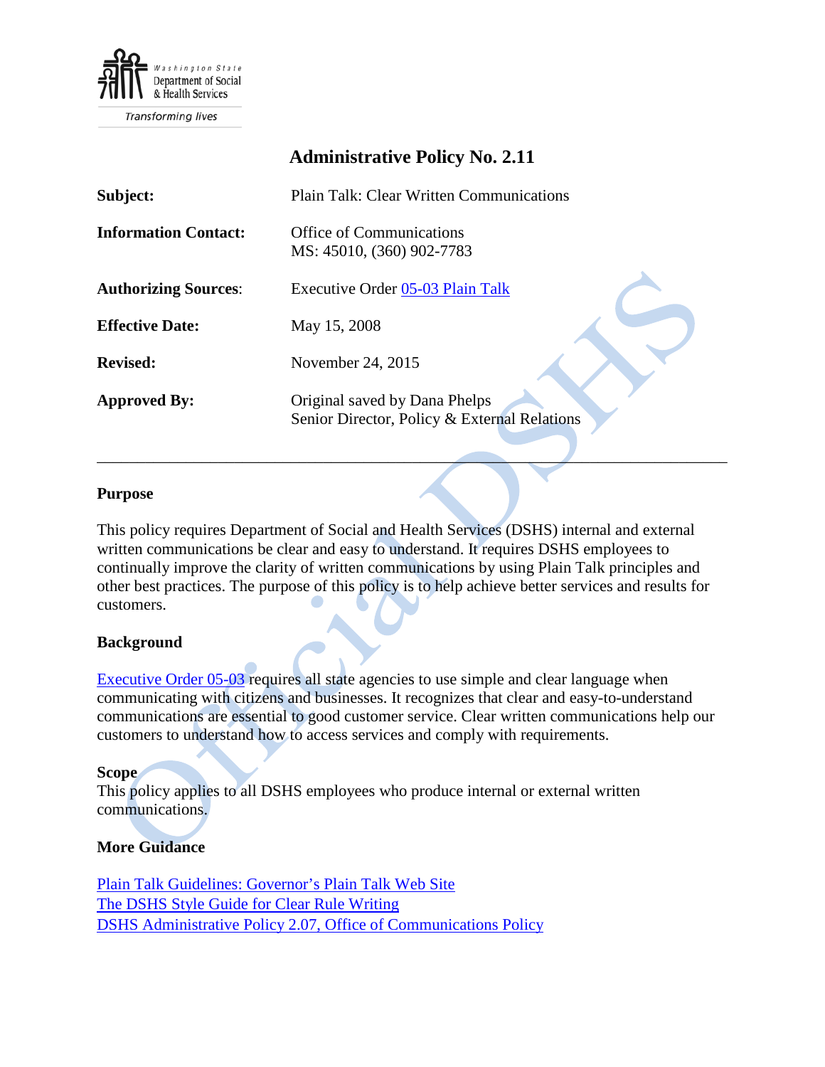Washington State Department of Social & Health Services

Transforming lives

# Administrative Policy No. 2.11

| | |
|---|---|
| **Subject:** | Plain Talk: Clear Written Communications |
| **Information Contact:** | Office of Communications<br>MS: 45010, (360) 902-7783 |
| **Authorizing Sources**: | Executive Order [05-03 Plain Talk]() |
| **Effective Date:** | May 15, 2008 |
| **Revised:** | November 24, 2015 |
| **Approved By:** | Original saved by Dana Phelps<br>Senior Director, Policy & External Relations |

---

## Purpose

This policy requires Department of Social and Health Services (DSHS) internal and external written communications be clear and easy to understand. It requires DSHS employees to continually improve the clarity of written communications by using Plain Talk principles and other best practices. The purpose of this policy is to help achieve better services and results for customers.

## Background

[Executive Order 05-03]() requires all state agencies to use simple and clear language when communicating with citizens and businesses. It recognizes that clear and easy-to-understand communications are essential to good customer service. Clear written communications help our customers to understand how to access services and comply with requirements.

## Scope

This policy applies to all DSHS employees who produce internal or external written communications.

## More Guidance

[Plain Talk Guidelines: Governor's Plain Talk Web Site]()
[The DSHS Style Guide for Clear Rule Writing]()
[DSHS Administrative Policy 2.07, Office of Communications Policy]()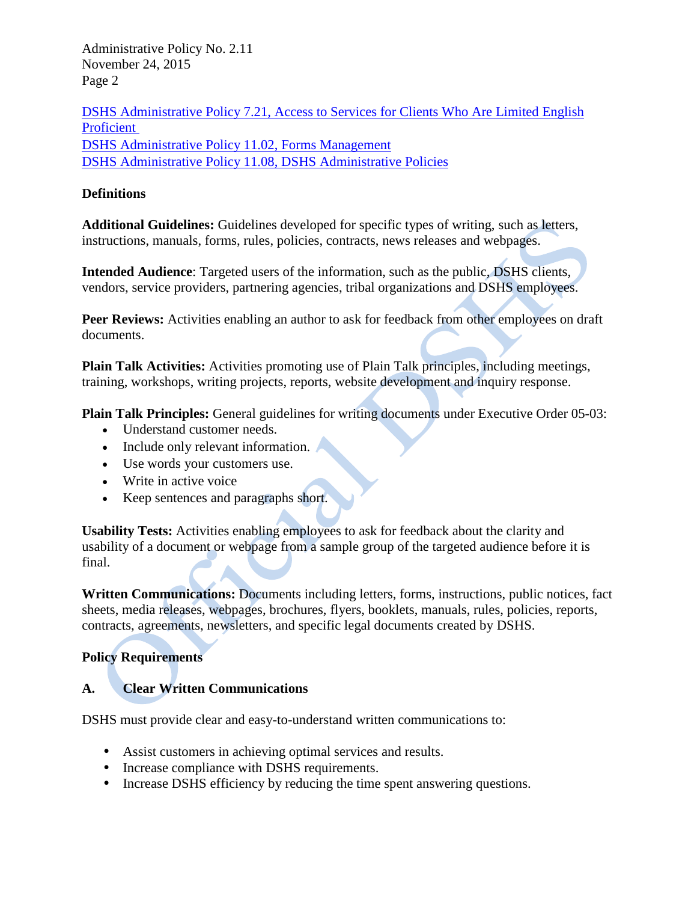[DSHS Administrative Policy 7.21, Access to Services for Clients Who Are Limited English Proficient](#)
[DSHS Administrative Policy 11.02, Forms Management](#)
[DSHS Administrative Policy 11.08, DSHS Administrative Policies](#)

**Definitions**

**Additional Guidelines:** Guidelines developed for specific types of writing, such as letters, instructions, manuals, forms, rules, policies, contracts, news releases and webpages.

**Intended Audience**: Targeted users of the information, such as the public, DSHS clients, vendors, service providers, partnering agencies, tribal organizations and DSHS employees.

**Peer Reviews:** Activities enabling an author to ask for feedback from other employees on draft documents.

**Plain Talk Activities:** Activities promoting use of Plain Talk principles, including meetings, training, workshops, writing projects, reports, website development and inquiry response.

**Plain Talk Principles:** General guidelines for writing documents under Executive Order 05-03:

- Understand customer needs.
- Include only relevant information.
- Use words your customers use.
- Write in active voice
- Keep sentences and paragraphs short.

**Usability Tests:** Activities enabling employees to ask for feedback about the clarity and usability of a document or webpage from a sample group of the targeted audience before it is final.

**Written Communications:** Documents including letters, forms, instructions, public notices, fact sheets, media releases, webpages, brochures, flyers, booklets, manuals, rules, policies, reports, contracts, agreements, newsletters, and specific legal documents created by DSHS.

**Policy Requirements**

**A. Clear Written Communications**

DSHS must provide clear and easy-to-understand written communications to:

- Assist customers in achieving optimal services and results.
- Increase compliance with DSHS requirements.
- Increase DSHS efficiency by reducing the time spent answering questions.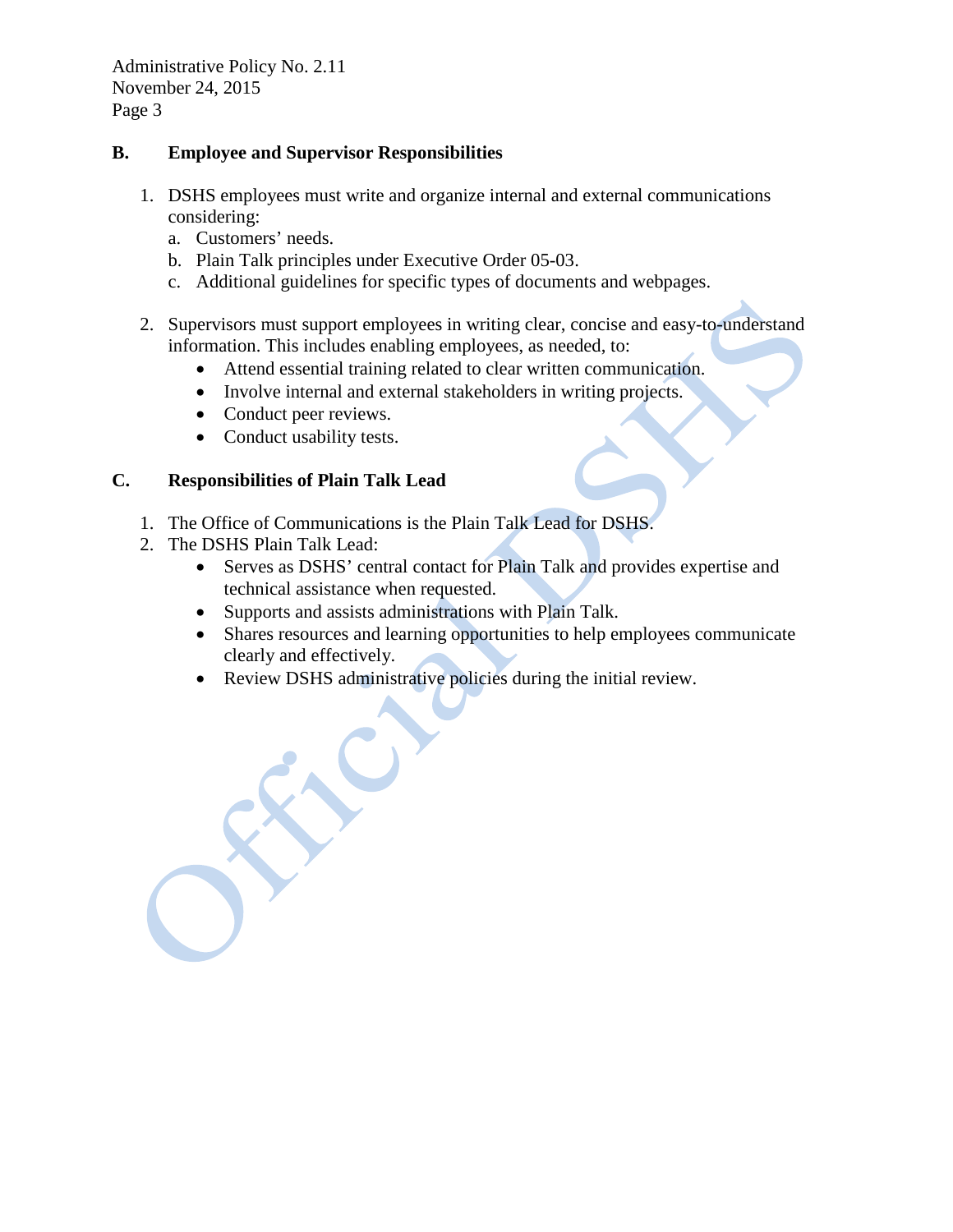## B. Employee and Supervisor Responsibilities

1. DSHS employees must write and organize internal and external communications considering:
   a. Customers' needs.
   b. Plain Talk principles under Executive Order 05-03.
   c. Additional guidelines for specific types of documents and webpages.

2. Supervisors must support employees in writing clear, concise and easy-to-understand information. This includes enabling employees, as needed, to:
   - Attend essential training related to clear written communication.
   - Involve internal and external stakeholders in writing projects.
   - Conduct peer reviews.
   - Conduct usability tests.

## C. Responsibilities of Plain Talk Lead

1. The Office of Communications is the Plain Talk Lead for DSHS.
2. The DSHS Plain Talk Lead:
   - Serves as DSHS' central contact for Plain Talk and provides expertise and technical assistance when requested.
   - Supports and assists administrations with Plain Talk.
   - Shares resources and learning opportunities to help employees communicate clearly and effectively.
   - Review DSHS administrative policies during the initial review.